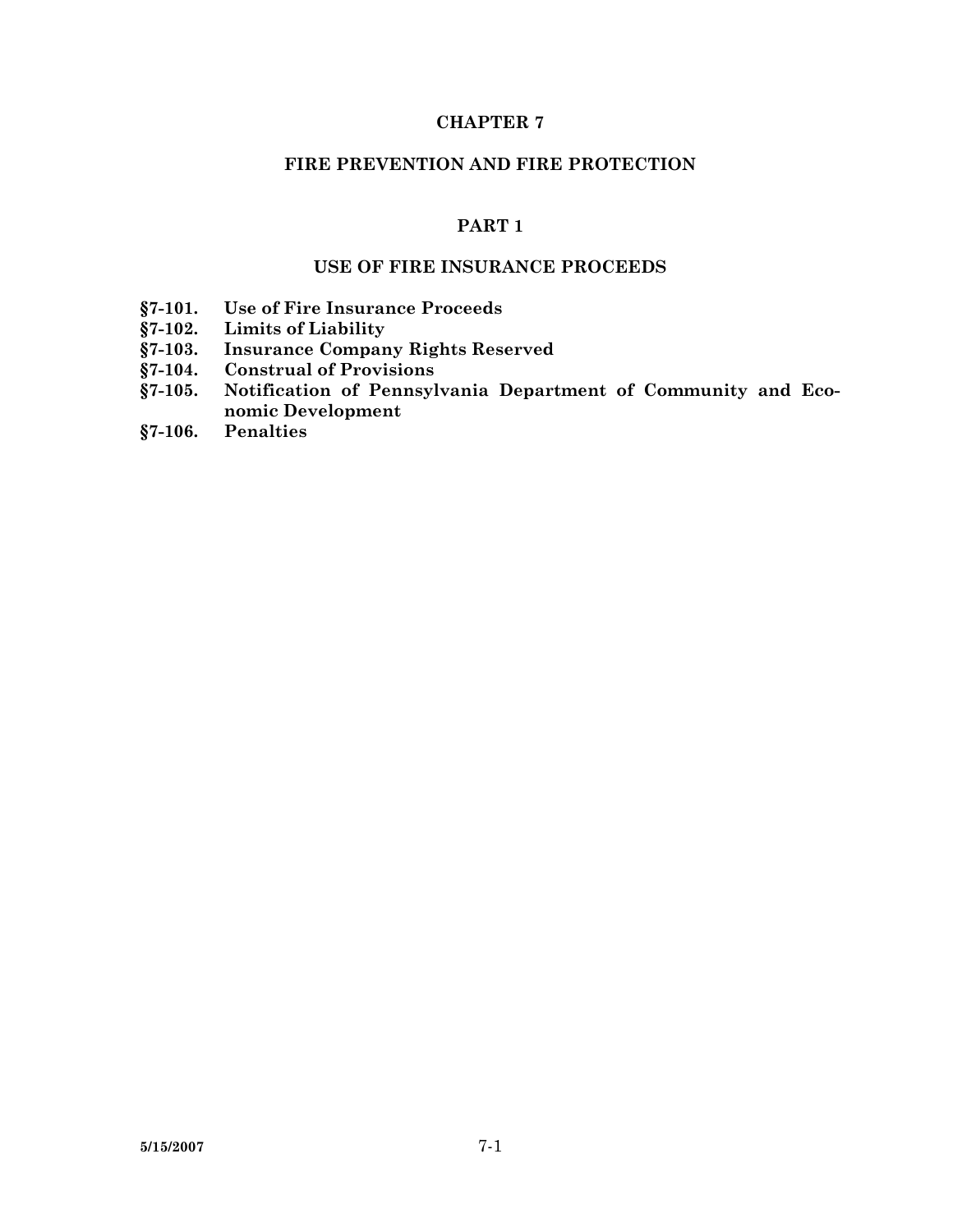# CHAPTER 7

# FIRE PREVENTION AND FIRE PROTECTION

## PART 1

## USE OF FIRE INSURANCE PROCEEDS

**§7-101. Use of Fire Insurance Proceeds**
**§7-102. Limits of Liability**
**§7-103. Insurance Company Rights Reserved**
**§7-104. Construal of Provisions**
**§7-105. Notification of Pennsylvania Department of Community and Economic Development**
**§7-106. Penalties**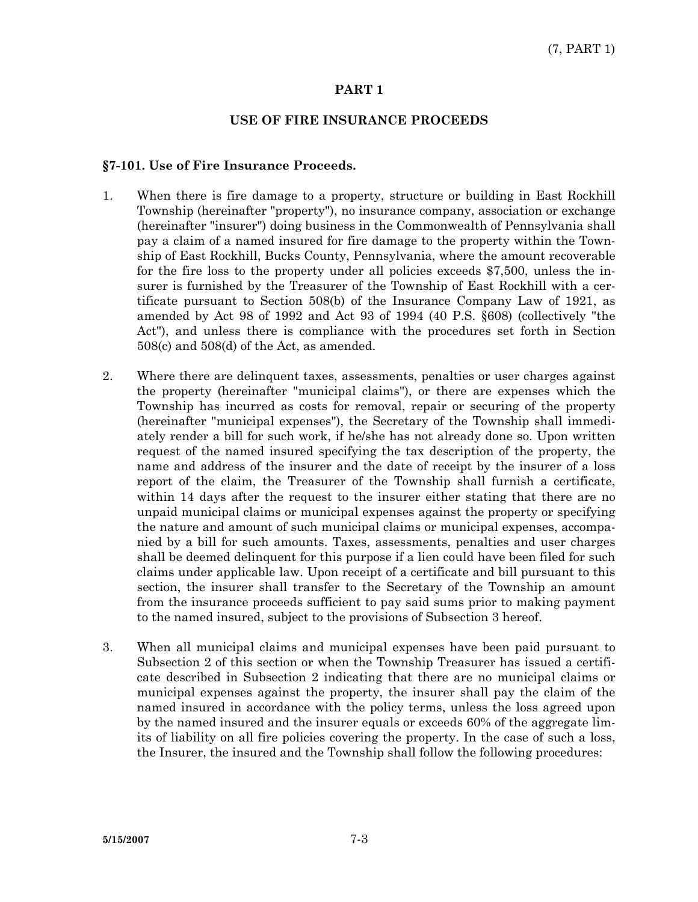## PART 1

### USE OF FIRE INSURANCE PROCEEDS

**§7-101. Use of Fire Insurance Proceeds.**

1. When there is fire damage to a property, structure or building in East Rockhill Township (hereinafter "property"), no insurance company, association or exchange (hereinafter "insurer") doing business in the Commonwealth of Pennsylvania shall pay a claim of a named insured for fire damage to the property within the Township of East Rockhill, Bucks County, Pennsylvania, where the amount recoverable for the fire loss to the property under all policies exceeds $7,500, unless the insurer is furnished by the Treasurer of the Township of East Rockhill with a certificate pursuant to Section 508(b) of the Insurance Company Law of 1921, as amended by Act 98 of 1992 and Act 93 of 1994 (40 P.S. §608) (collectively "the Act"), and unless there is compliance with the procedures set forth in Section 508(c) and 508(d) of the Act, as amended.

2. Where there are delinquent taxes, assessments, penalties or user charges against the property (hereinafter "municipal claims"), or there are expenses which the Township has incurred as costs for removal, repair or securing of the property (hereinafter "municipal expenses"), the Secretary of the Township shall immediately render a bill for such work, if he/she has not already done so. Upon written request of the named insured specifying the tax description of the property, the name and address of the insurer and the date of receipt by the insurer of a loss report of the claim, the Treasurer of the Township shall furnish a certificate, within 14 days after the request to the insurer either stating that there are no unpaid municipal claims or municipal expenses against the property or specifying the nature and amount of such municipal claims or municipal expenses, accompanied by a bill for such amounts. Taxes, assessments, penalties and user charges shall be deemed delinquent for this purpose if a lien could have been filed for such claims under applicable law. Upon receipt of a certificate and bill pursuant to this section, the insurer shall transfer to the Secretary of the Township an amount from the insurance proceeds sufficient to pay said sums prior to making payment to the named insured, subject to the provisions of Subsection 3 hereof.

3. When all municipal claims and municipal expenses have been paid pursuant to Subsection 2 of this section or when the Township Treasurer has issued a certificate described in Subsection 2 indicating that there are no municipal claims or municipal expenses against the property, the insurer shall pay the claim of the named insured in accordance with the policy terms, unless the loss agreed upon by the named insured and the insurer equals or exceeds 60% of the aggregate limits of liability on all fire policies covering the property. In the case of such a loss, the Insurer, the insured and the Township shall follow the following procedures: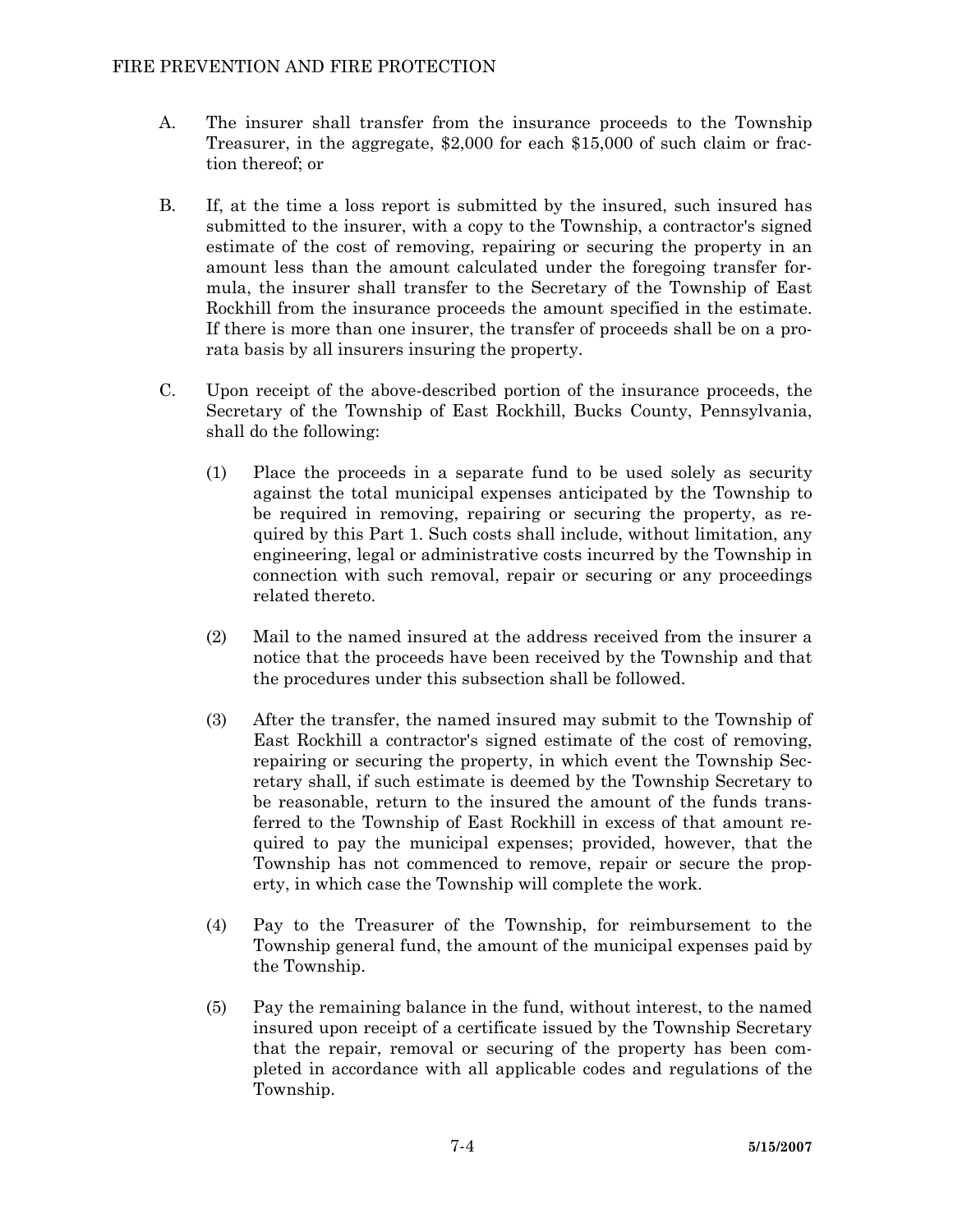A. The insurer shall transfer from the insurance proceeds to the Township Treasurer, in the aggregate, $2,000 for each $15,000 of such claim or fraction thereof; or

B. If, at the time a loss report is submitted by the insured, such insured has submitted to the insurer, with a copy to the Township, a contractor's signed estimate of the cost of removing, repairing or securing the property in an amount less than the amount calculated under the foregoing transfer formula, the insurer shall transfer to the Secretary of the Township of East Rockhill from the insurance proceeds the amount specified in the estimate. If there is more than one insurer, the transfer of proceeds shall be on a pro-rata basis by all insurers insuring the property.

C. Upon receipt of the above-described portion of the insurance proceeds, the Secretary of the Township of East Rockhill, Bucks County, Pennsylvania, shall do the following:

   (1) Place the proceeds in a separate fund to be used solely as security against the total municipal expenses anticipated by the Township to be required in removing, repairing or securing the property, as required by this Part 1. Such costs shall include, without limitation, any engineering, legal or administrative costs incurred by the Township in connection with such removal, repair or securing or any proceedings related thereto.

   (2) Mail to the named insured at the address received from the insurer a notice that the proceeds have been received by the Township and that the procedures under this subsection shall be followed.

   (3) After the transfer, the named insured may submit to the Township of East Rockhill a contractor's signed estimate of the cost of removing, repairing or securing the property, in which event the Township Secretary shall, if such estimate is deemed by the Township Secretary to be reasonable, return to the insured the amount of the funds transferred to the Township of East Rockhill in excess of that amount required to pay the municipal expenses; provided, however, that the Township has not commenced to remove, repair or secure the property, in which case the Township will complete the work.

   (4) Pay to the Treasurer of the Township, for reimbursement to the Township general fund, the amount of the municipal expenses paid by the Township.

   (5) Pay the remaining balance in the fund, without interest, to the named insured upon receipt of a certificate issued by the Township Secretary that the repair, removal or securing of the property has been completed in accordance with all applicable codes and regulations of the Township.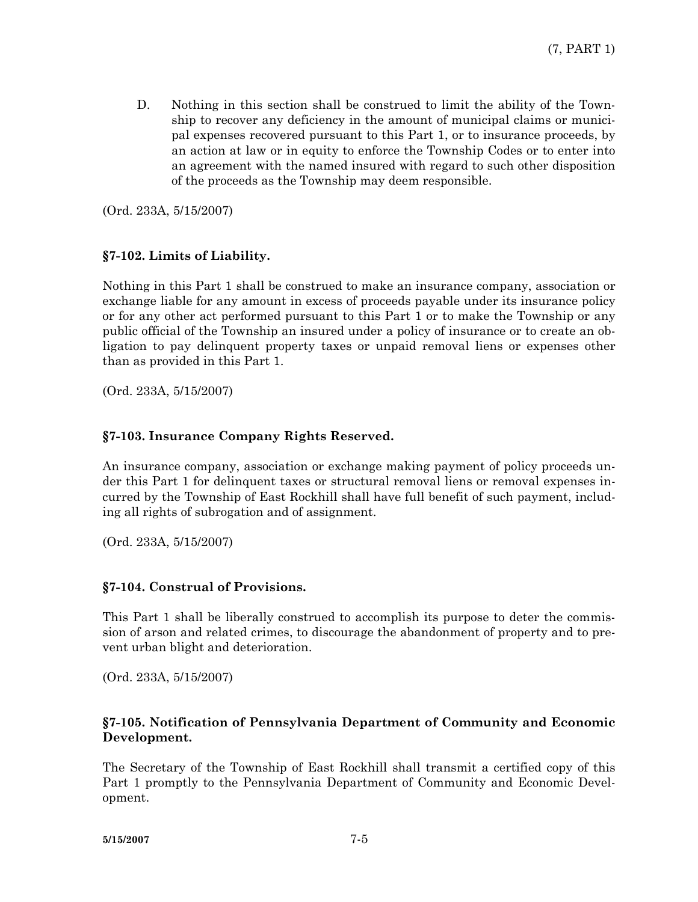D. Nothing in this section shall be construed to limit the ability of the Township to recover any deficiency in the amount of municipal claims or municipal expenses recovered pursuant to this Part 1, or to insurance proceeds, by an action at law or in equity to enforce the Township Codes or to enter into an agreement with the named insured with regard to such other disposition of the proceeds as the Township may deem responsible.

(Ord. 233A, 5/15/2007)

### §7-102. Limits of Liability.

Nothing in this Part 1 shall be construed to make an insurance company, association or exchange liable for any amount in excess of proceeds payable under its insurance policy or for any other act performed pursuant to this Part 1 or to make the Township or any public official of the Township an insured under a policy of insurance or to create an obligation to pay delinquent property taxes or unpaid removal liens or expenses other than as provided in this Part 1.

(Ord. 233A, 5/15/2007)

### §7-103. Insurance Company Rights Reserved.

An insurance company, association or exchange making payment of policy proceeds under this Part 1 for delinquent taxes or structural removal liens or removal expenses incurred by the Township of East Rockhill shall have full benefit of such payment, including all rights of subrogation and of assignment.

(Ord. 233A, 5/15/2007)

### §7-104. Construal of Provisions.

This Part 1 shall be liberally construed to accomplish its purpose to deter the commission of arson and related crimes, to discourage the abandonment of property and to prevent urban blight and deterioration.

(Ord. 233A, 5/15/2007)

### §7-105. Notification of Pennsylvania Department of Community and Economic Development.

The Secretary of the Township of East Rockhill shall transmit a certified copy of this Part 1 promptly to the Pennsylvania Department of Community and Economic Development.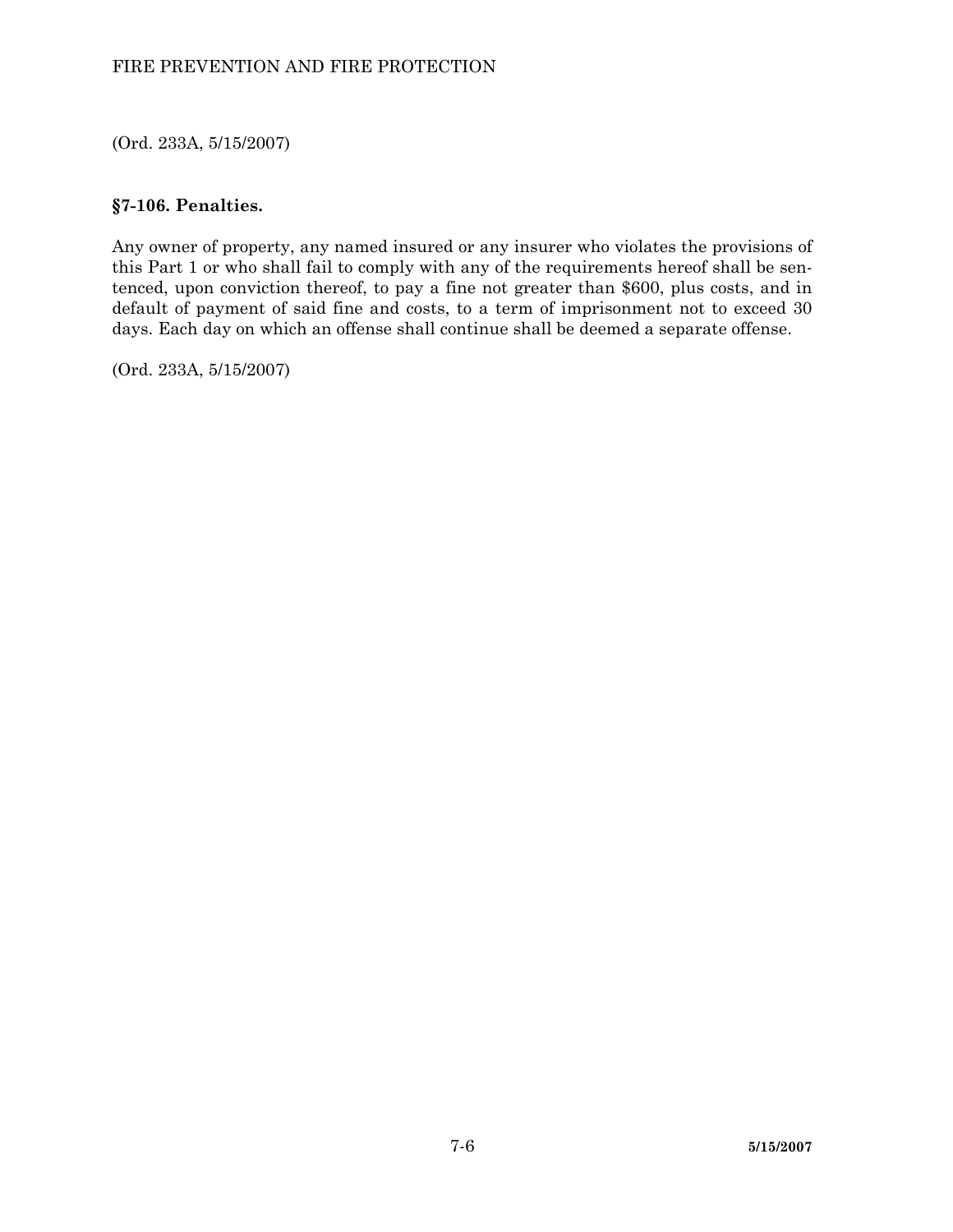(Ord. 233A, 5/15/2007)

### §7-106. Penalties.

Any owner of property, any named insured or any insurer who violates the provisions of this Part 1 or who shall fail to comply with any of the requirements hereof shall be sentenced, upon conviction thereof, to pay a fine not greater than $600, plus costs, and in default of payment of said fine and costs, to a term of imprisonment not to exceed 30 days. Each day on which an offense shall continue shall be deemed a separate offense.

(Ord. 233A, 5/15/2007)